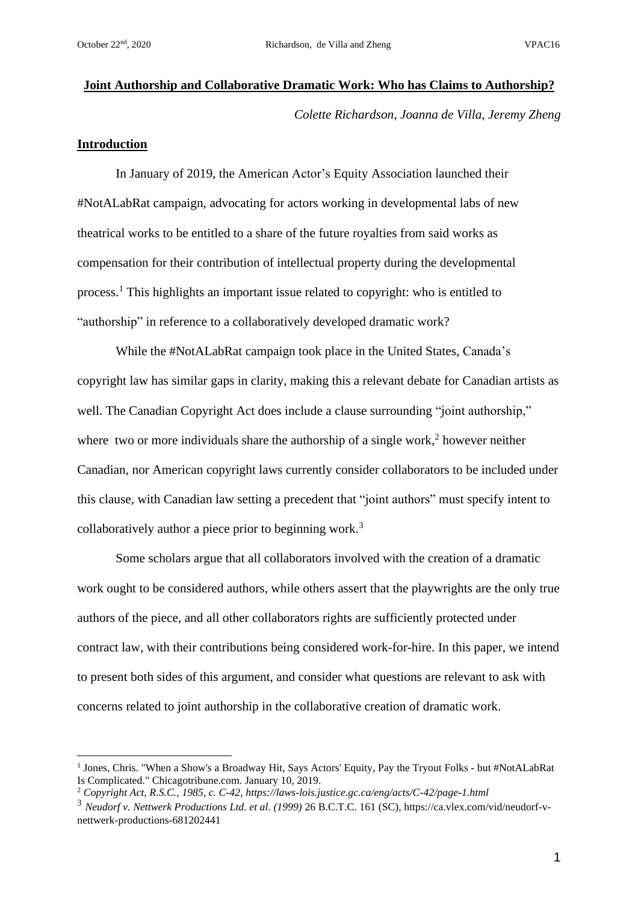**Joint Authorship and Collaborative Dramatic Work: Who has Claims to Authorship?**

*Colette Richardson, Joanna de Villa, Jeremy Zheng*

## Introduction

In January of 2019, the American Actor's Equity Association launched their #NotALabRat campaign, advocating for actors working in developmental labs of new theatrical works to be entitled to a share of the future royalties from said works as compensation for their contribution of intellectual property during the developmental process.[1] This highlights an important issue related to copyright: who is entitled to "authorship" in reference to a collaboratively developed dramatic work?

While the #NotALabRat campaign took place in the United States, Canada's copyright law has similar gaps in clarity, making this a relevant debate for Canadian artists as well. The Canadian Copyright Act does include a clause surrounding "joint authorship," where two or more individuals share the authorship of a single work,[2] however neither Canadian, nor American copyright laws currently consider collaborators to be included under this clause, with Canadian law setting a precedent that "joint authors" must specify intent to collaboratively author a piece prior to beginning work.[3]

Some scholars argue that all collaborators involved with the creation of a dramatic work ought to be considered authors, while others assert that the playwrights are the only true authors of the piece, and all other collaborators rights are sufficiently protected under contract law, with their contributions being considered work-for-hire. In this paper, we intend to present both sides of this argument, and consider what questions are relevant to ask with concerns related to joint authorship in the collaborative creation of dramatic work.

---

[1] Jones, Chris. "When a Show's a Broadway Hit, Says Actors' Equity, Pay the Tryout Folks - but #NotALabRat Is Complicated." Chicagotribune.com. January 10, 2019.

[2] *Copyright Act, R.S.C., 1985, c. C-42, https://laws-lois.justice.gc.ca/eng/acts/C-42/page-1.html*

[3] *Neudorf v. Nettwerk Productions Ltd. et al. (1999)* 26 B.C.T.C. 161 (SC), https://ca.vlex.com/vid/neudorf-v-nettwerk-productions-681202441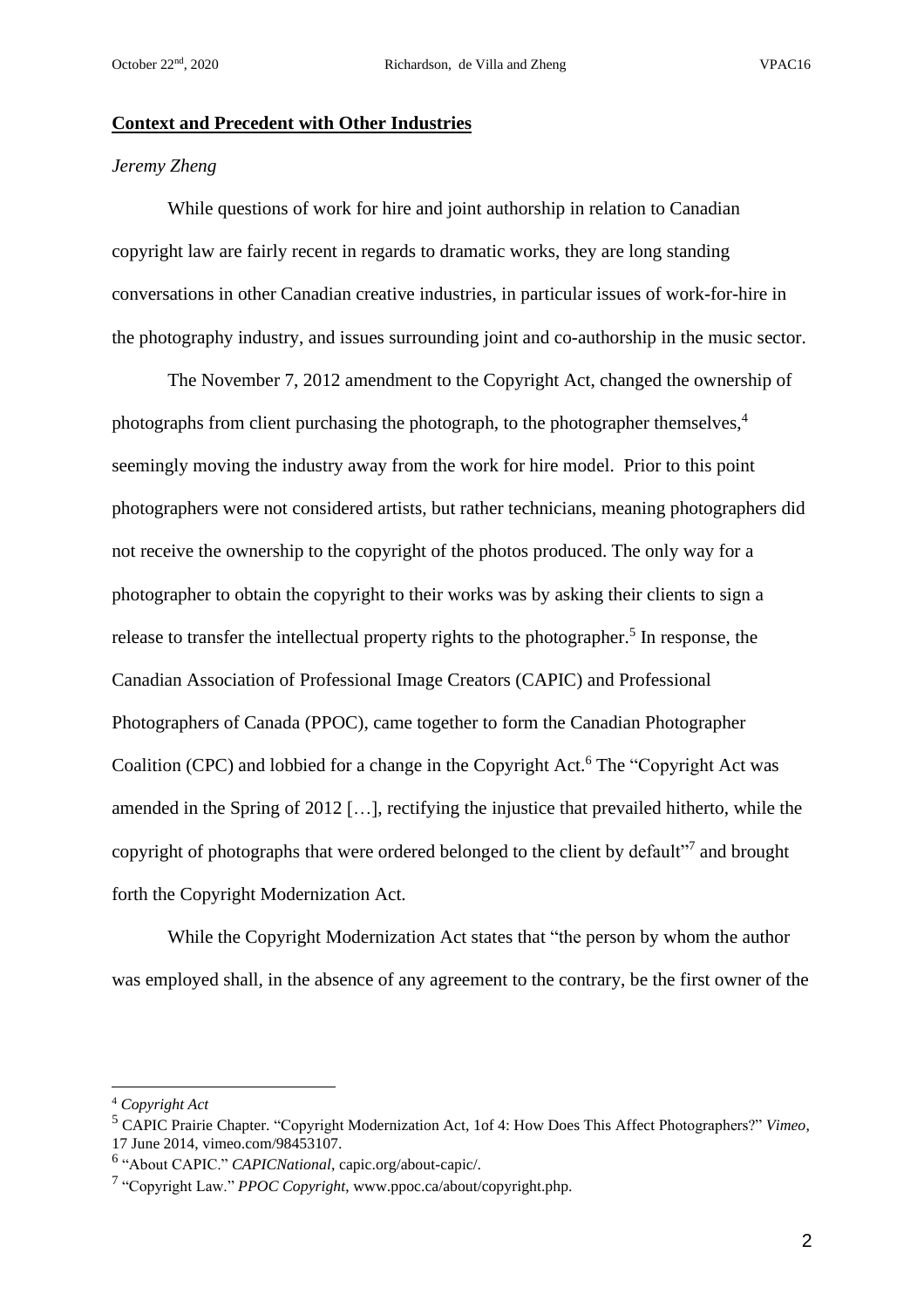**Context and Precedent with Other Industries**

*Jeremy Zheng*

While questions of work for hire and joint authorship in relation to Canadian copyright law are fairly recent in regards to dramatic works, they are long standing conversations in other Canadian creative industries, in particular issues of work-for-hire in the photography industry, and issues surrounding joint and co-authorship in the music sector.

The November 7, 2012 amendment to the Copyright Act, changed the ownership of photographs from client purchasing the photograph, to the photographer themselves,[4] seemingly moving the industry away from the work for hire model. Prior to this point photographers were not considered artists, but rather technicians, meaning photographers did not receive the ownership to the copyright of the photos produced. The only way for a photographer to obtain the copyright to their works was by asking their clients to sign a release to transfer the intellectual property rights to the photographer.[5] In response, the Canadian Association of Professional Image Creators (CAPIC) and Professional Photographers of Canada (PPOC), came together to form the Canadian Photographer Coalition (CPC) and lobbied for a change in the Copyright Act.[6] The "Copyright Act was amended in the Spring of 2012 […], rectifying the injustice that prevailed hitherto, while the copyright of photographs that were ordered belonged to the client by default"[7] and brought forth the Copyright Modernization Act.

While the Copyright Modernization Act states that "the person by whom the author was employed shall, in the absence of any agreement to the contrary, be the first owner of the

---

[4] *Copyright Act*

[5] CAPIC Prairie Chapter. "Copyright Modernization Act, 1of 4: How Does This Affect Photographers?" *Vimeo*, 17 June 2014, vimeo.com/98453107.

[6] "About CAPIC." *CAPICNational*, capic.org/about-capic/.

[7] "Copyright Law." *PPOC Copyright*, www.ppoc.ca/about/copyright.php.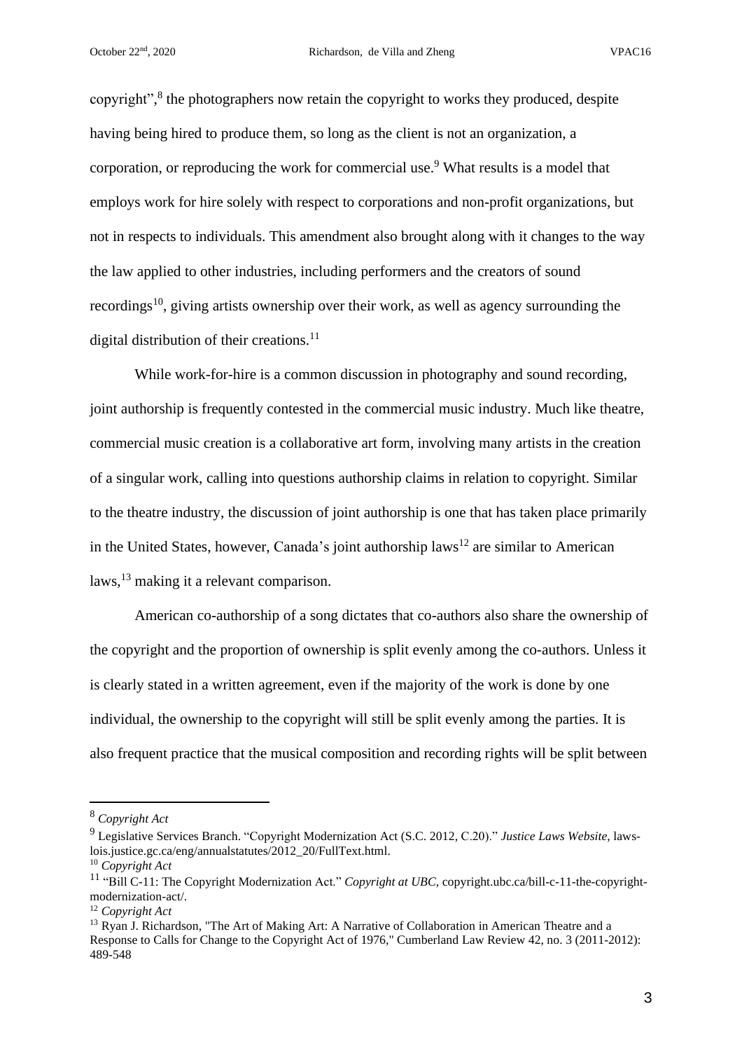copyright”,[8] the photographers now retain the copyright to works they produced, despite having being hired to produce them, so long as the client is not an organization, a corporation, or reproducing the work for commercial use.[9] What results is a model that employs work for hire solely with respect to corporations and non-profit organizations, but not in respects to individuals. This amendment also brought along with it changes to the way the law applied to other industries, including performers and the creators of sound recordings[10], giving artists ownership over their work, as well as agency surrounding the digital distribution of their creations.[11]

While work-for-hire is a common discussion in photography and sound recording, joint authorship is frequently contested in the commercial music industry. Much like theatre, commercial music creation is a collaborative art form, involving many artists in the creation of a singular work, calling into questions authorship claims in relation to copyright. Similar to the theatre industry, the discussion of joint authorship is one that has taken place primarily in the United States, however, Canada’s joint authorship laws[12] are similar to American laws,[13] making it a relevant comparison.

American co-authorship of a song dictates that co-authors also share the ownership of the copyright and the proportion of ownership is split evenly among the co-authors. Unless it is clearly stated in a written agreement, even if the majority of the work is done by one individual, the ownership to the copyright will still be split evenly among the parties. It is also frequent practice that the musical composition and recording rights will be split between

---

[8] *Copyright Act*

[9] Legislative Services Branch. “Copyright Modernization Act (S.C. 2012, C.20).” *Justice Laws Website*, laws-lois.justice.gc.ca/eng/annualstatutes/2012_20/FullText.html.

[10] *Copyright Act*

[11] “Bill C-11: The Copyright Modernization Act.” *Copyright at UBC*, copyright.ubc.ca/bill-c-11-the-copyright-modernization-act/.

[12] *Copyright Act*

[13] Ryan J. Richardson, "The Art of Making Art: A Narrative of Collaboration in American Theatre and a Response to Calls for Change to the Copyright Act of 1976," Cumberland Law Review 42, no. 3 (2011-2012): 489-548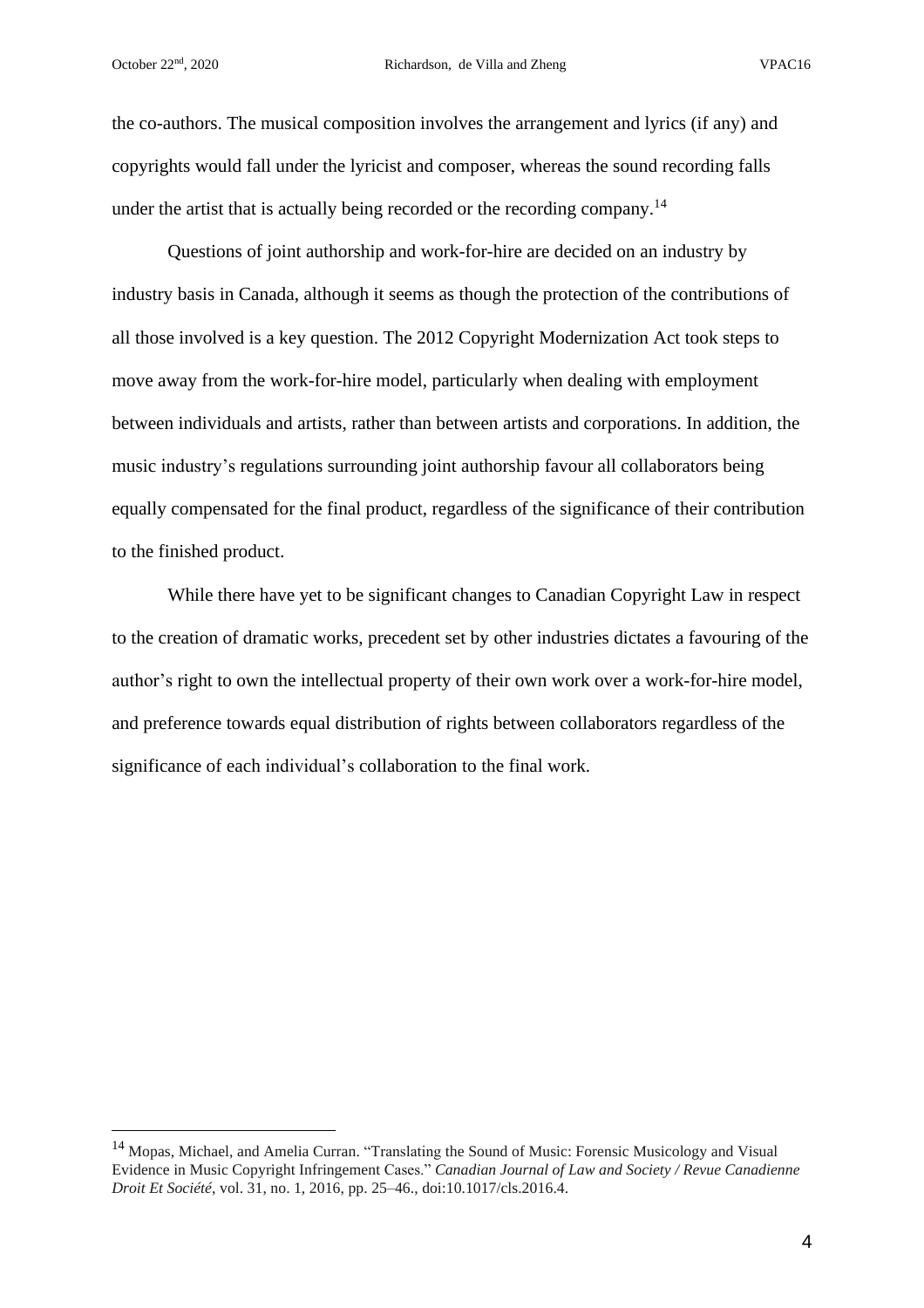the co-authors. The musical composition involves the arrangement and lyrics (if any) and copyrights would fall under the lyricist and composer, whereas the sound recording falls under the artist that is actually being recorded or the recording company.[14]

Questions of joint authorship and work-for-hire are decided on an industry by industry basis in Canada, although it seems as though the protection of the contributions of all those involved is a key question. The 2012 Copyright Modernization Act took steps to move away from the work-for-hire model, particularly when dealing with employment between individuals and artists, rather than between artists and corporations. In addition, the music industry's regulations surrounding joint authorship favour all collaborators being equally compensated for the final product, regardless of the significance of their contribution to the finished product.

While there have yet to be significant changes to Canadian Copyright Law in respect to the creation of dramatic works, precedent set by other industries dictates a favouring of the author's right to own the intellectual property of their own work over a work-for-hire model, and preference towards equal distribution of rights between collaborators regardless of the significance of each individual's collaboration to the final work.

---

[14] Mopas, Michael, and Amelia Curran. "Translating the Sound of Music: Forensic Musicology and Visual Evidence in Music Copyright Infringement Cases." *Canadian Journal of Law and Society / Revue Canadienne Droit Et Société*, vol. 31, no. 1, 2016, pp. 25–46., doi:10.1017/cls.2016.4.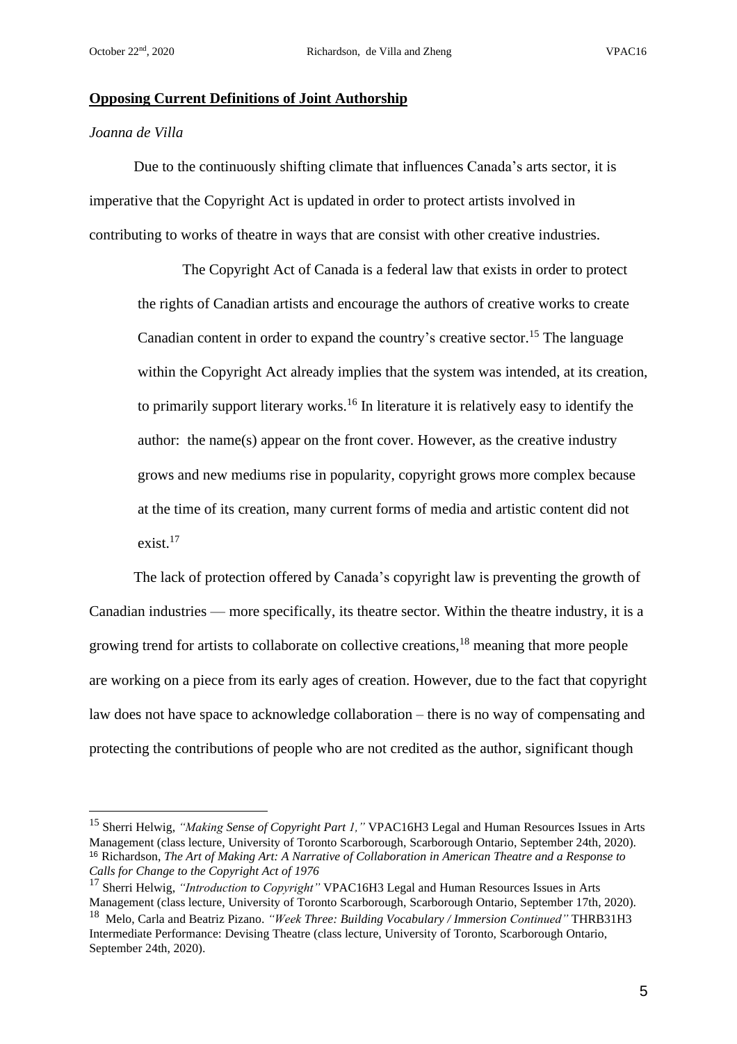## Opposing Current Definitions of Joint Authorship

*Joanna de Villa*

Due to the continuously shifting climate that influences Canada's arts sector, it is imperative that the Copyright Act is updated in order to protect artists involved in contributing to works of theatre in ways that are consist with other creative industries.

> The Copyright Act of Canada is a federal law that exists in order to protect the rights of Canadian artists and encourage the authors of creative works to create Canadian content in order to expand the country's creative sector.[15] The language within the Copyright Act already implies that the system was intended, at its creation, to primarily support literary works.[16] In literature it is relatively easy to identify the author: the name(s) appear on the front cover. However, as the creative industry grows and new mediums rise in popularity, copyright grows more complex because at the time of its creation, many current forms of media and artistic content did not exist.[17]

The lack of protection offered by Canada's copyright law is preventing the growth of Canadian industries — more specifically, its theatre sector. Within the theatre industry, it is a growing trend for artists to collaborate on collective creations,[18] meaning that more people are working on a piece from its early ages of creation. However, due to the fact that copyright law does not have space to acknowledge collaboration – there is no way of compensating and protecting the contributions of people who are not credited as the author, significant though

---

[15] Sherri Helwig, *"Making Sense of Copyright Part 1,"* VPAC16H3 Legal and Human Resources Issues in Arts Management (class lecture, University of Toronto Scarborough, Scarborough Ontario, September 24th, 2020).

[16] Richardson, *The Art of Making Art: A Narrative of Collaboration in American Theatre and a Response to Calls for Change to the Copyright Act of 1976*

[17] Sherri Helwig, *"Introduction to Copyright"* VPAC16H3 Legal and Human Resources Issues in Arts Management (class lecture, University of Toronto Scarborough, Scarborough Ontario, September 17th, 2020).

[18] Melo, Carla and Beatriz Pizano. *"Week Three: Building Vocabulary / Immersion Continued"* THRB31H3 Intermediate Performance: Devising Theatre (class lecture, University of Toronto, Scarborough Ontario, September 24th, 2020).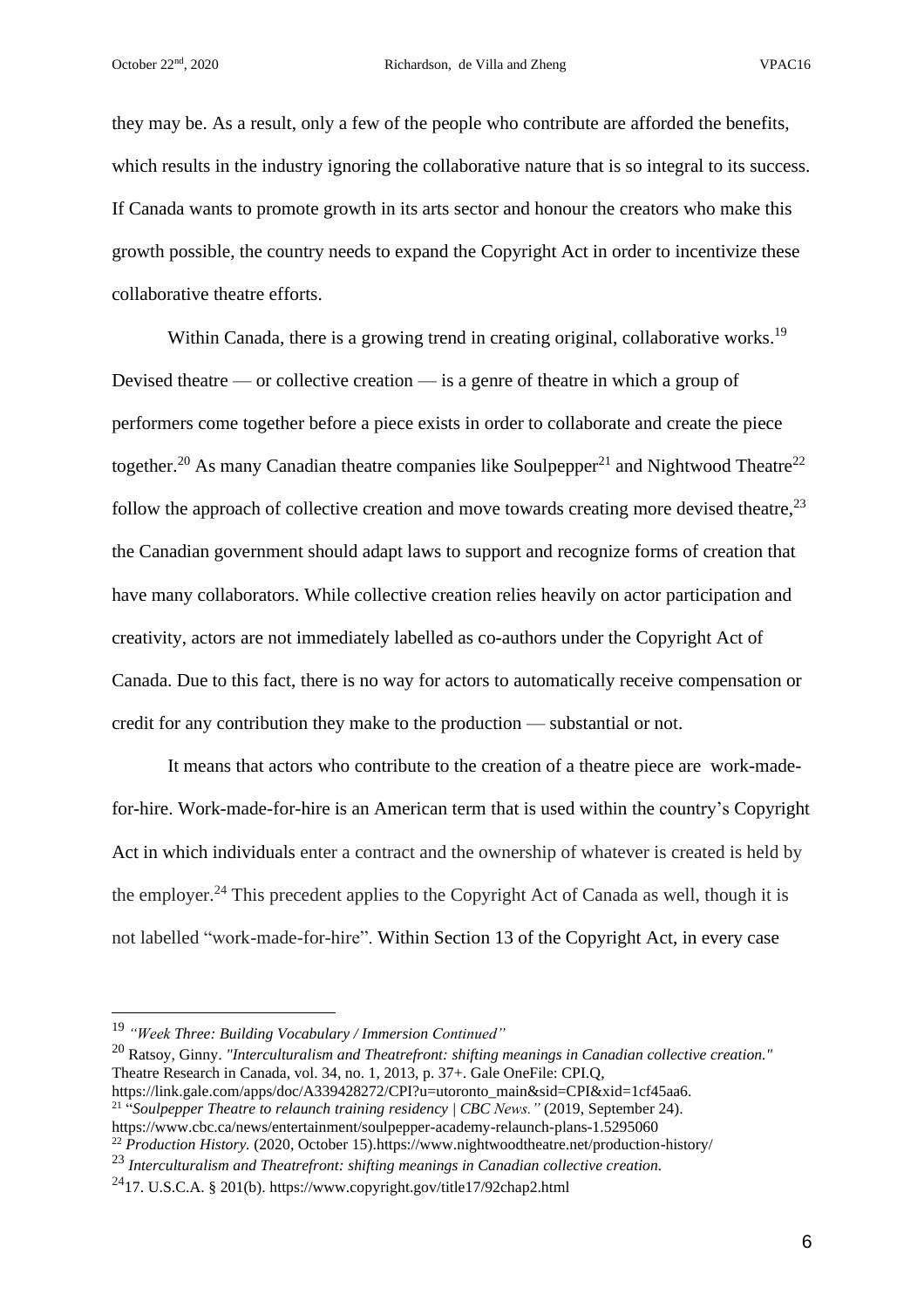they may be. As a result, only a few of the people who contribute are afforded the benefits, which results in the industry ignoring the collaborative nature that is so integral to its success. If Canada wants to promote growth in its arts sector and honour the creators who make this growth possible, the country needs to expand the Copyright Act in order to incentivize these collaborative theatre efforts.

Within Canada, there is a growing trend in creating original, collaborative works.[19] Devised theatre — or collective creation — is a genre of theatre in which a group of performers come together before a piece exists in order to collaborate and create the piece together.[20] As many Canadian theatre companies like Soulpepper[21] and Nightwood Theatre[22] follow the approach of collective creation and move towards creating more devised theatre,[23] the Canadian government should adapt laws to support and recognize forms of creation that have many collaborators. While collective creation relies heavily on actor participation and creativity, actors are not immediately labelled as co-authors under the Copyright Act of Canada. Due to this fact, there is no way for actors to automatically receive compensation or credit for any contribution they make to the production — substantial or not.

It means that actors who contribute to the creation of a theatre piece are work-made-for-hire. Work-made-for-hire is an American term that is used within the country's Copyright Act in which individuals enter a contract and the ownership of whatever is created is held by the employer.[24] This precedent applies to the Copyright Act of Canada as well, though it is not labelled "work-made-for-hire". Within Section 13 of the Copyright Act, in every case

---

[19] *"Week Three: Building Vocabulary / Immersion Continued"*

[20] Ratsoy, Ginny. *"Interculturalism and Theatrefront: shifting meanings in Canadian collective creation."* Theatre Research in Canada, vol. 34, no. 1, 2013, p. 37+. Gale OneFile: CPI.Q, https://link.gale.com/apps/doc/A339428272/CPI?u=utoronto_main&sid=CPI&xid=1cf45aa6.

[21] "*Soulpepper Theatre to relaunch training residency | CBC News."* (2019, September 24). https://www.cbc.ca/news/entertainment/soulpepper-academy-relaunch-plans-1.5295060

[22] *Production History.* (2020, October 15).https://www.nightwoodtheatre.net/production-history/

[23] *Interculturalism and Theatrefront: shifting meanings in Canadian collective creation.*

[24] 17. U.S.C.A. § 201(b). https://www.copyright.gov/title17/92chap2.html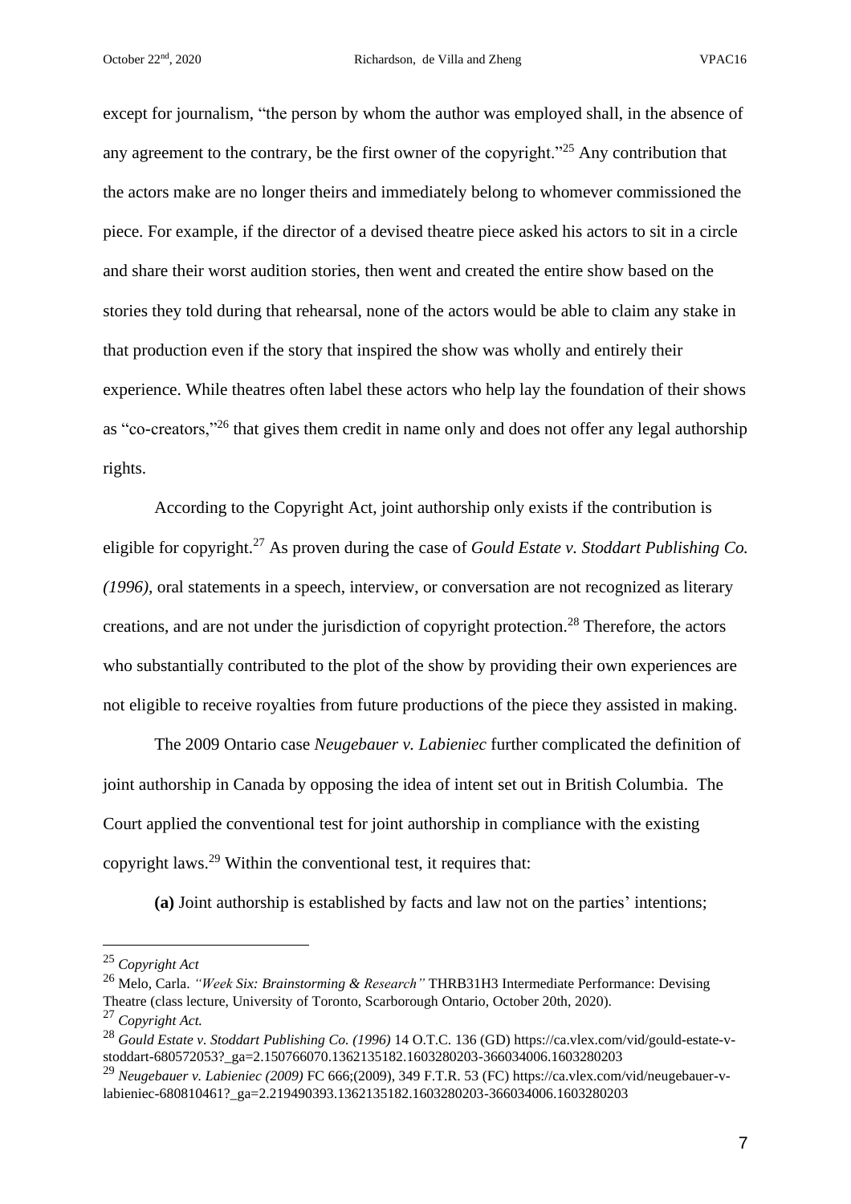except for journalism, "the person by whom the author was employed shall, in the absence of any agreement to the contrary, be the first owner of the copyright."[25] Any contribution that the actors make are no longer theirs and immediately belong to whomever commissioned the piece. For example, if the director of a devised theatre piece asked his actors to sit in a circle and share their worst audition stories, then went and created the entire show based on the stories they told during that rehearsal, none of the actors would be able to claim any stake in that production even if the story that inspired the show was wholly and entirely their experience. While theatres often label these actors who help lay the foundation of their shows as "co-creators,"[26] that gives them credit in name only and does not offer any legal authorship rights.

According to the Copyright Act, joint authorship only exists if the contribution is eligible for copyright.[27] As proven during the case of *Gould Estate v. Stoddart Publishing Co. (1996)*, oral statements in a speech, interview, or conversation are not recognized as literary creations, and are not under the jurisdiction of copyright protection.[28] Therefore, the actors who substantially contributed to the plot of the show by providing their own experiences are not eligible to receive royalties from future productions of the piece they assisted in making.

The 2009 Ontario case *Neugebauer v. Labieniec* further complicated the definition of joint authorship in Canada by opposing the idea of intent set out in British Columbia. The Court applied the conventional test for joint authorship in compliance with the existing copyright laws.[29] Within the conventional test, it requires that:

**(a)** Joint authorship is established by facts and law not on the parties' intentions;

---

[25] *Copyright Act*

[26] Melo, Carla. *"Week Six: Brainstorming & Research"* THRB31H3 Intermediate Performance: Devising Theatre (class lecture, University of Toronto, Scarborough Ontario, October 20th, 2020).

[27] *Copyright Act.*

[28] *Gould Estate v. Stoddart Publishing Co. (1996)* 14 O.T.C. 136 (GD) https://ca.vlex.com/vid/gould-estate-v-stoddart-680572053?_ga=2.150766070.1362135182.1603280203-366034006.1603280203

[29] *Neugebauer v. Labieniec (2009)* FC 666;(2009), 349 F.T.R. 53 (FC) https://ca.vlex.com/vid/neugebauer-v-labieniec-680810461?_ga=2.219490393.1362135182.1603280203-366034006.1603280203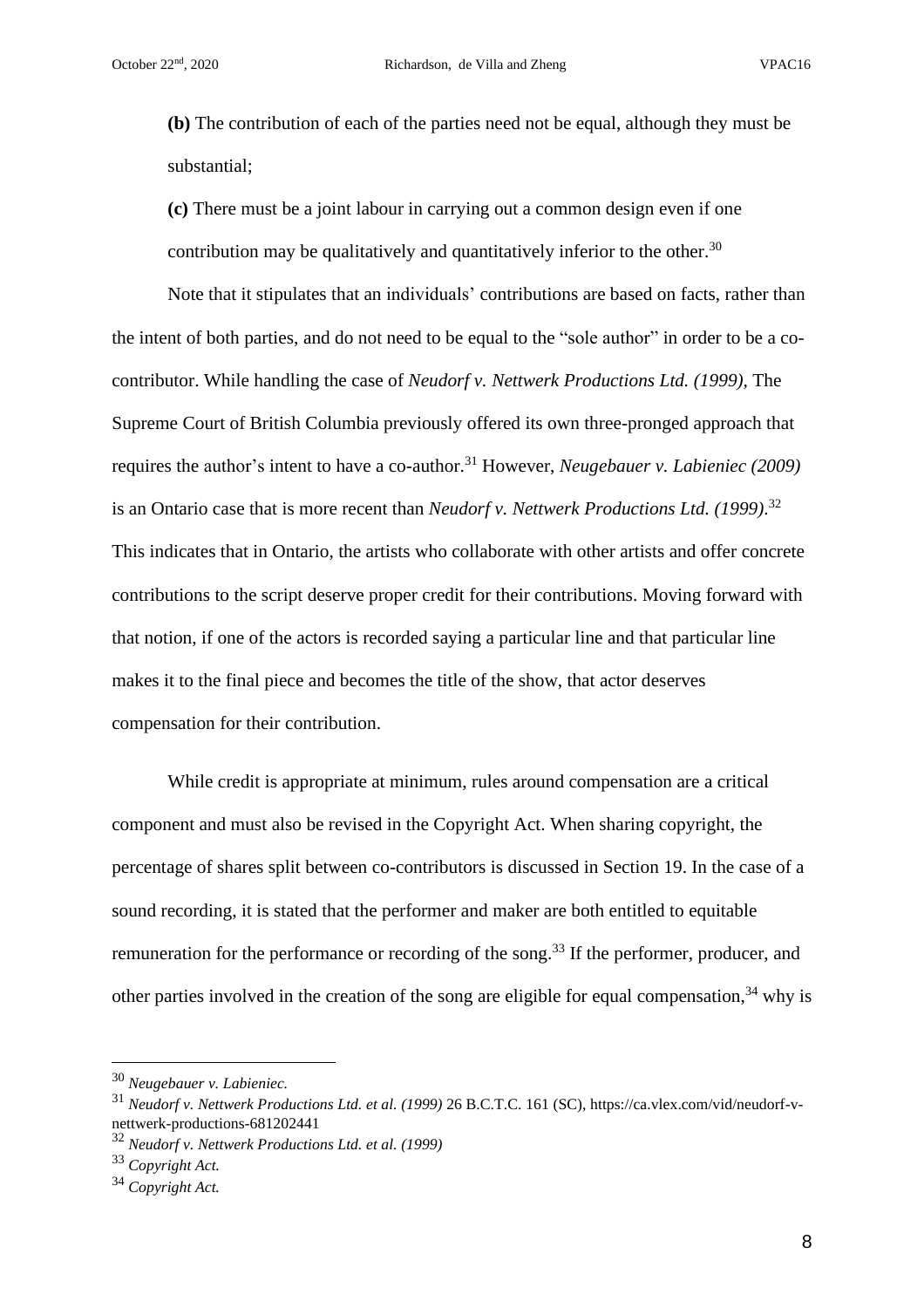**(b)** The contribution of each of the parties need not be equal, although they must be substantial;

**(c)** There must be a joint labour in carrying out a common design even if one contribution may be qualitatively and quantitatively inferior to the other.[30]

Note that it stipulates that an individuals' contributions are based on facts, rather than the intent of both parties, and do not need to be equal to the "sole author" in order to be a co-contributor. While handling the case of *Neudorf v. Nettwerk Productions Ltd. (1999)*, The Supreme Court of British Columbia previously offered its own three-pronged approach that requires the author's intent to have a co-author.[31] However, *Neugebauer v. Labieniec (2009)* is an Ontario case that is more recent than *Neudorf v. Nettwerk Productions Ltd. (1999)*.[32] This indicates that in Ontario, the artists who collaborate with other artists and offer concrete contributions to the script deserve proper credit for their contributions. Moving forward with that notion, if one of the actors is recorded saying a particular line and that particular line makes it to the final piece and becomes the title of the show, that actor deserves compensation for their contribution.

While credit is appropriate at minimum, rules around compensation are a critical component and must also be revised in the Copyright Act. When sharing copyright, the percentage of shares split between co-contributors is discussed in Section 19. In the case of a sound recording, it is stated that the performer and maker are both entitled to equitable remuneration for the performance or recording of the song.[33] If the performer, producer, and other parties involved in the creation of the song are eligible for equal compensation,[34] why is

---

[30] *Neugebauer v. Labieniec.*

[31] *Neudorf v. Nettwerk Productions Ltd. et al. (1999)* 26 B.C.T.C. 161 (SC), https://ca.vlex.com/vid/neudorf-v-nettwerk-productions-681202441

[32] *Neudorf v. Nettwerk Productions Ltd. et al. (1999)*

[33] *Copyright Act.*

[34] *Copyright Act.*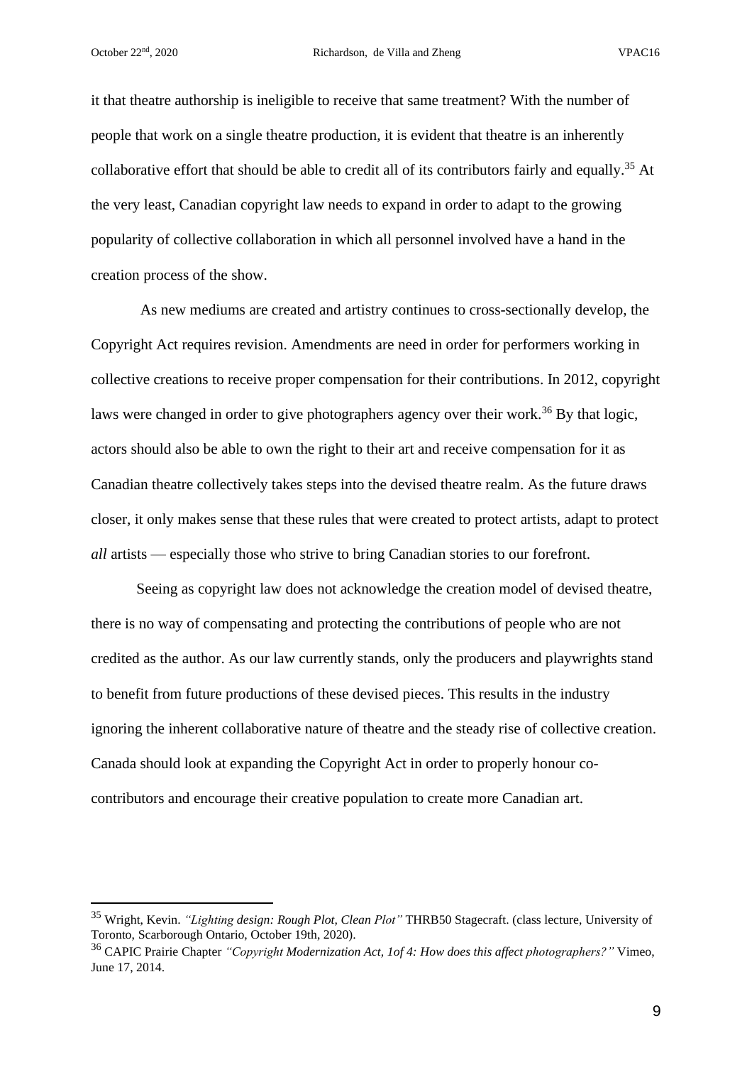it that theatre authorship is ineligible to receive that same treatment? With the number of people that work on a single theatre production, it is evident that theatre is an inherently collaborative effort that should be able to credit all of its contributors fairly and equally.[35] At the very least, Canadian copyright law needs to expand in order to adapt to the growing popularity of collective collaboration in which all personnel involved have a hand in the creation process of the show.

As new mediums are created and artistry continues to cross-sectionally develop, the Copyright Act requires revision. Amendments are need in order for performers working in collective creations to receive proper compensation for their contributions. In 2012, copyright laws were changed in order to give photographers agency over their work.[36] By that logic, actors should also be able to own the right to their art and receive compensation for it as Canadian theatre collectively takes steps into the devised theatre realm. As the future draws closer, it only makes sense that these rules that were created to protect artists, adapt to protect *all* artists — especially those who strive to bring Canadian stories to our forefront.

Seeing as copyright law does not acknowledge the creation model of devised theatre, there is no way of compensating and protecting the contributions of people who are not credited as the author. As our law currently stands, only the producers and playwrights stand to benefit from future productions of these devised pieces. This results in the industry ignoring the inherent collaborative nature of theatre and the steady rise of collective creation. Canada should look at expanding the Copyright Act in order to properly honour co-contributors and encourage their creative population to create more Canadian art.

---

[35] Wright, Kevin. *"Lighting design: Rough Plot, Clean Plot"* THRB50 Stagecraft. (class lecture, University of Toronto, Scarborough Ontario, October 19th, 2020).

[36] CAPIC Prairie Chapter *"Copyright Modernization Act, 1of 4: How does this affect photographers?"* Vimeo, June 17, 2014.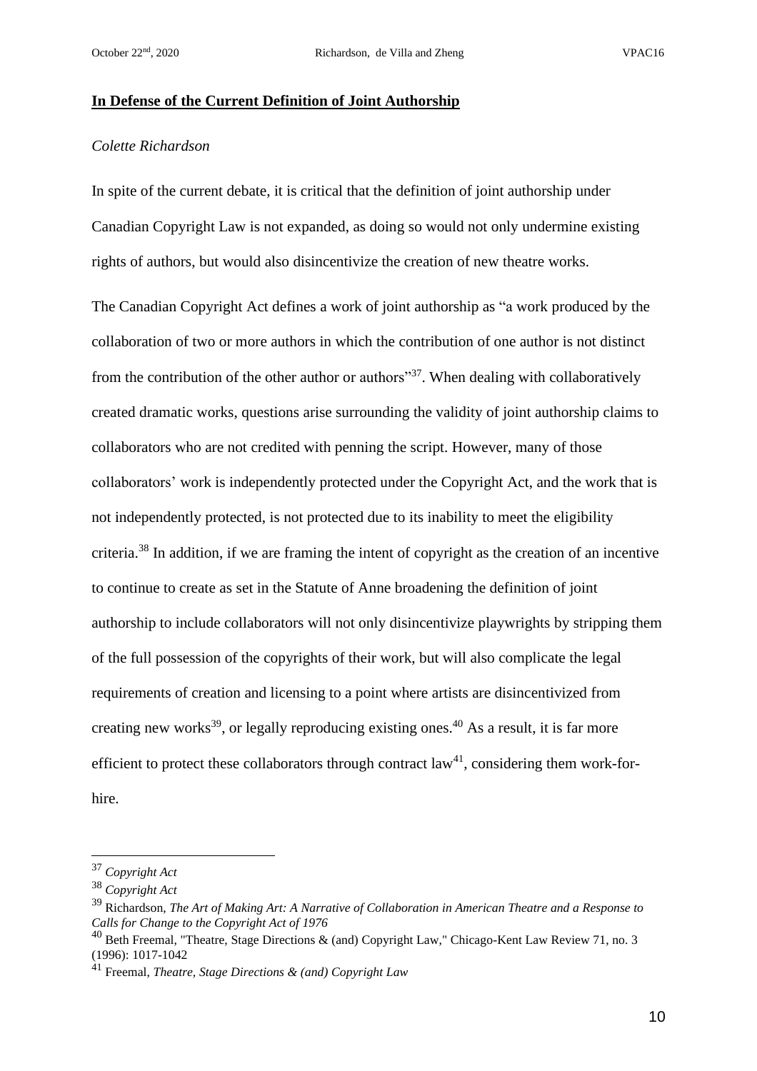**In Defense of the Current Definition of Joint Authorship**

*Colette Richardson*

In spite of the current debate, it is critical that the definition of joint authorship under Canadian Copyright Law is not expanded, as doing so would not only undermine existing rights of authors, but would also disincentivize the creation of new theatre works.

The Canadian Copyright Act defines a work of joint authorship as "a work produced by the collaboration of two or more authors in which the contribution of one author is not distinct from the contribution of the other author or authors"[37]. When dealing with collaboratively created dramatic works, questions arise surrounding the validity of joint authorship claims to collaborators who are not credited with penning the script. However, many of those collaborators' work is independently protected under the Copyright Act, and the work that is not independently protected, is not protected due to its inability to meet the eligibility criteria.[38] In addition, if we are framing the intent of copyright as the creation of an incentive to continue to create as set in the Statute of Anne broadening the definition of joint authorship to include collaborators will not only disincentivize playwrights by stripping them of the full possession of the copyrights of their work, but will also complicate the legal requirements of creation and licensing to a point where artists are disincentivized from creating new works[39], or legally reproducing existing ones.[40] As a result, it is far more efficient to protect these collaborators through contract law[41], considering them work-for-hire.

---

[37] *Copyright Act*

[38] *Copyright Act*

[39] Richardson, *The Art of Making Art: A Narrative of Collaboration in American Theatre and a Response to Calls for Change to the Copyright Act of 1976*

[40] Beth Freemal, "Theatre, Stage Directions & (and) Copyright Law," Chicago-Kent Law Review 71, no. 3 (1996): 1017-1042

[41] Freemal, *Theatre, Stage Directions & (and) Copyright Law*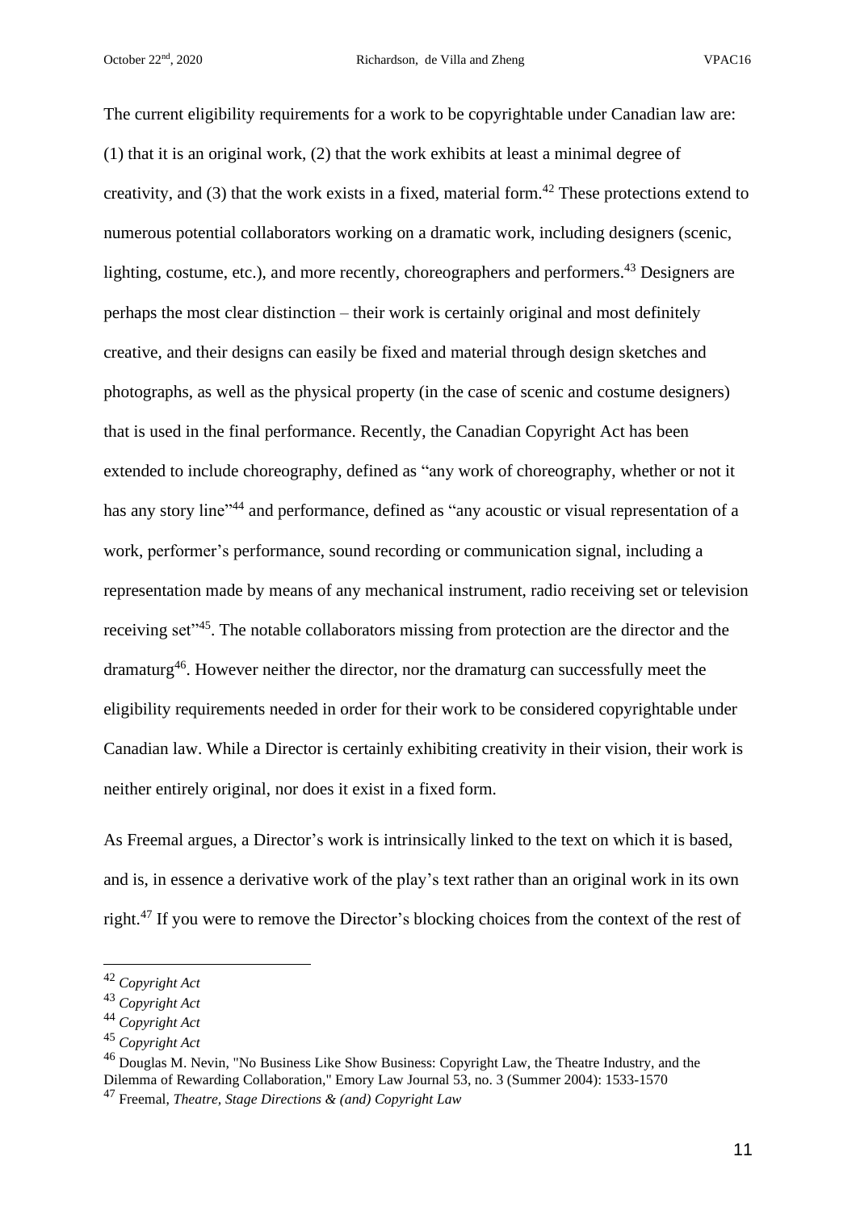The current eligibility requirements for a work to be copyrightable under Canadian law are: (1) that it is an original work, (2) that the work exhibits at least a minimal degree of creativity, and (3) that the work exists in a fixed, material form.[42] These protections extend to numerous potential collaborators working on a dramatic work, including designers (scenic, lighting, costume, etc.), and more recently, choreographers and performers.[43] Designers are perhaps the most clear distinction – their work is certainly original and most definitely creative, and their designs can easily be fixed and material through design sketches and photographs, as well as the physical property (in the case of scenic and costume designers) that is used in the final performance. Recently, the Canadian Copyright Act has been extended to include choreography, defined as "any work of choreography, whether or not it has any story line"[44] and performance, defined as "any acoustic or visual representation of a work, performer's performance, sound recording or communication signal, including a representation made by means of any mechanical instrument, radio receiving set or television receiving set"[45]. The notable collaborators missing from protection are the director and the dramaturg[46]. However neither the director, nor the dramaturg can successfully meet the eligibility requirements needed in order for their work to be considered copyrightable under Canadian law. While a Director is certainly exhibiting creativity in their vision, their work is neither entirely original, nor does it exist in a fixed form.

As Freemal argues, a Director's work is intrinsically linked to the text on which it is based, and is, in essence a derivative work of the play's text rather than an original work in its own right.[47] If you were to remove the Director's blocking choices from the context of the rest of

---

[42] *Copyright Act*

[43] *Copyright Act*

[44] *Copyright Act*

[45] *Copyright Act*

[46] Douglas M. Nevin, "No Business Like Show Business: Copyright Law, the Theatre Industry, and the Dilemma of Rewarding Collaboration," Emory Law Journal 53, no. 3 (Summer 2004): 1533-1570

[47] Freemal, *Theatre, Stage Directions & (and) Copyright Law*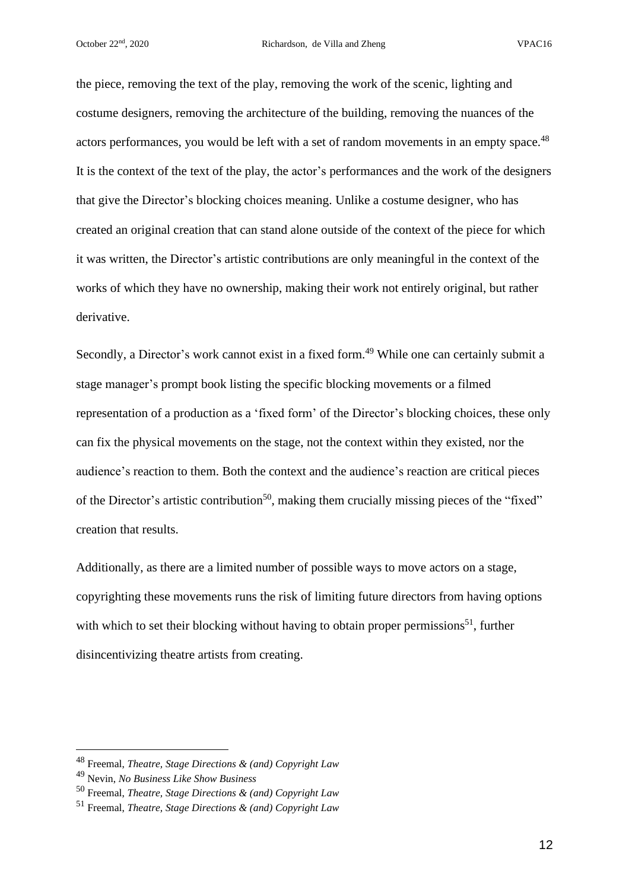the piece, removing the text of the play, removing the work of the scenic, lighting and costume designers, removing the architecture of the building, removing the nuances of the actors performances, you would be left with a set of random movements in an empty space.[48] It is the context of the text of the play, the actor's performances and the work of the designers that give the Director's blocking choices meaning. Unlike a costume designer, who has created an original creation that can stand alone outside of the context of the piece for which it was written, the Director's artistic contributions are only meaningful in the context of the works of which they have no ownership, making their work not entirely original, but rather derivative.

Secondly, a Director's work cannot exist in a fixed form.[49] While one can certainly submit a stage manager's prompt book listing the specific blocking movements or a filmed representation of a production as a 'fixed form' of the Director's blocking choices, these only can fix the physical movements on the stage, not the context within they existed, nor the audience's reaction to them. Both the context and the audience's reaction are critical pieces of the Director's artistic contribution[50], making them crucially missing pieces of the "fixed" creation that results.

Additionally, as there are a limited number of possible ways to move actors on a stage, copyrighting these movements runs the risk of limiting future directors from having options with which to set their blocking without having to obtain proper permissions[51], further disincentivizing theatre artists from creating.

---

[48] Freemal, *Theatre, Stage Directions & (and) Copyright Law*

[49] Nevin, *No Business Like Show Business*

[50] Freemal, *Theatre, Stage Directions & (and) Copyright Law*

[51] Freemal, *Theatre, Stage Directions & (and) Copyright Law*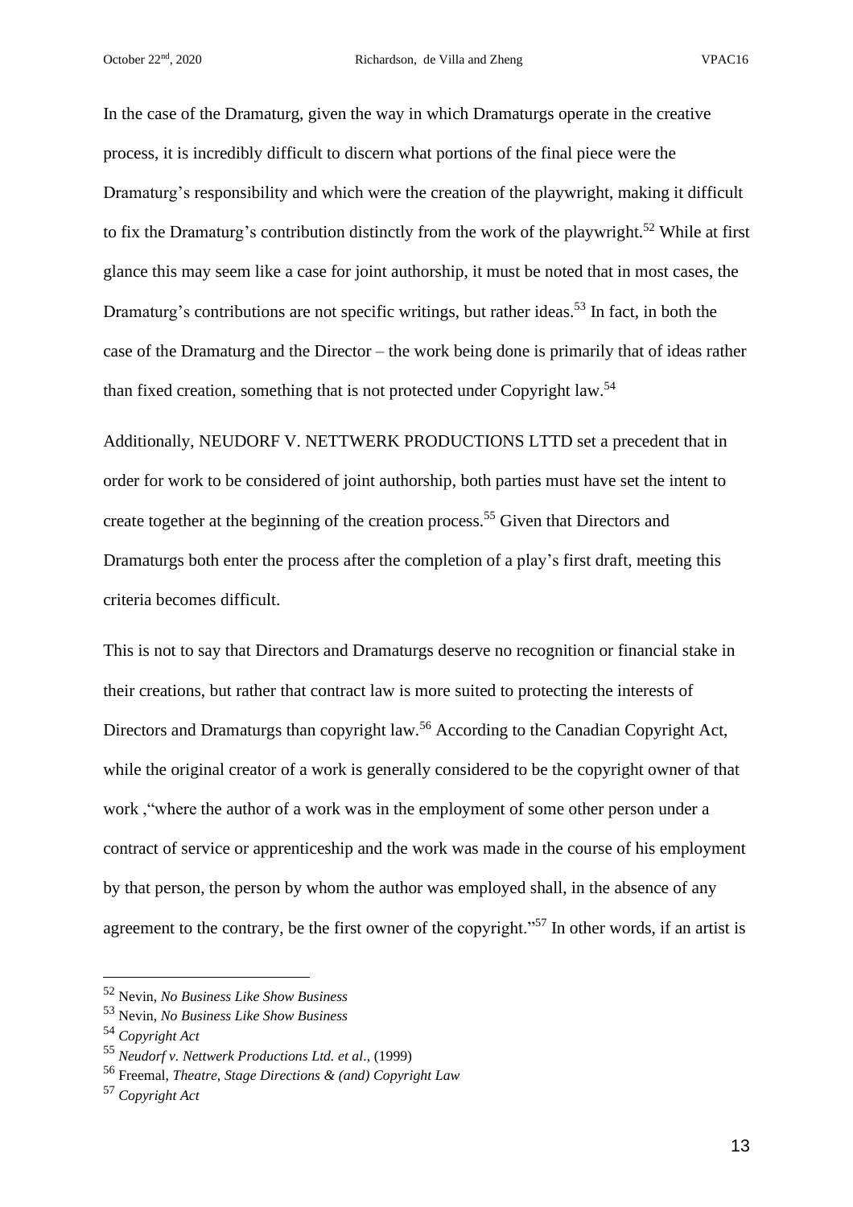In the case of the Dramaturg, given the way in which Dramaturgs operate in the creative process, it is incredibly difficult to discern what portions of the final piece were the Dramaturg's responsibility and which were the creation of the playwright, making it difficult to fix the Dramaturg's contribution distinctly from the work of the playwright.[52] While at first glance this may seem like a case for joint authorship, it must be noted that in most cases, the Dramaturg's contributions are not specific writings, but rather ideas.[53] In fact, in both the case of the Dramaturg and the Director – the work being done is primarily that of ideas rather than fixed creation, something that is not protected under Copyright law.[54]

Additionally, NEUDORF V. NETTWERK PRODUCTIONS LTTD set a precedent that in order for work to be considered of joint authorship, both parties must have set the intent to create together at the beginning of the creation process.[55] Given that Directors and Dramaturgs both enter the process after the completion of a play's first draft, meeting this criteria becomes difficult.

This is not to say that Directors and Dramaturgs deserve no recognition or financial stake in their creations, but rather that contract law is more suited to protecting the interests of Directors and Dramaturgs than copyright law.[56] According to the Canadian Copyright Act, while the original creator of a work is generally considered to be the copyright owner of that work ,"where the author of a work was in the employment of some other person under a contract of service or apprenticeship and the work was made in the course of his employment by that person, the person by whom the author was employed shall, in the absence of any agreement to the contrary, be the first owner of the copyright."[57] In other words, if an artist is

---

[52] Nevin, *No Business Like Show Business*

[53] Nevin, *No Business Like Show Business*

[54] *Copyright Act*

[55] *Neudorf v. Nettwerk Productions Ltd. et al*., (1999)

[56] Freemal, *Theatre, Stage Directions & (and) Copyright Law*

[57] *Copyright Act*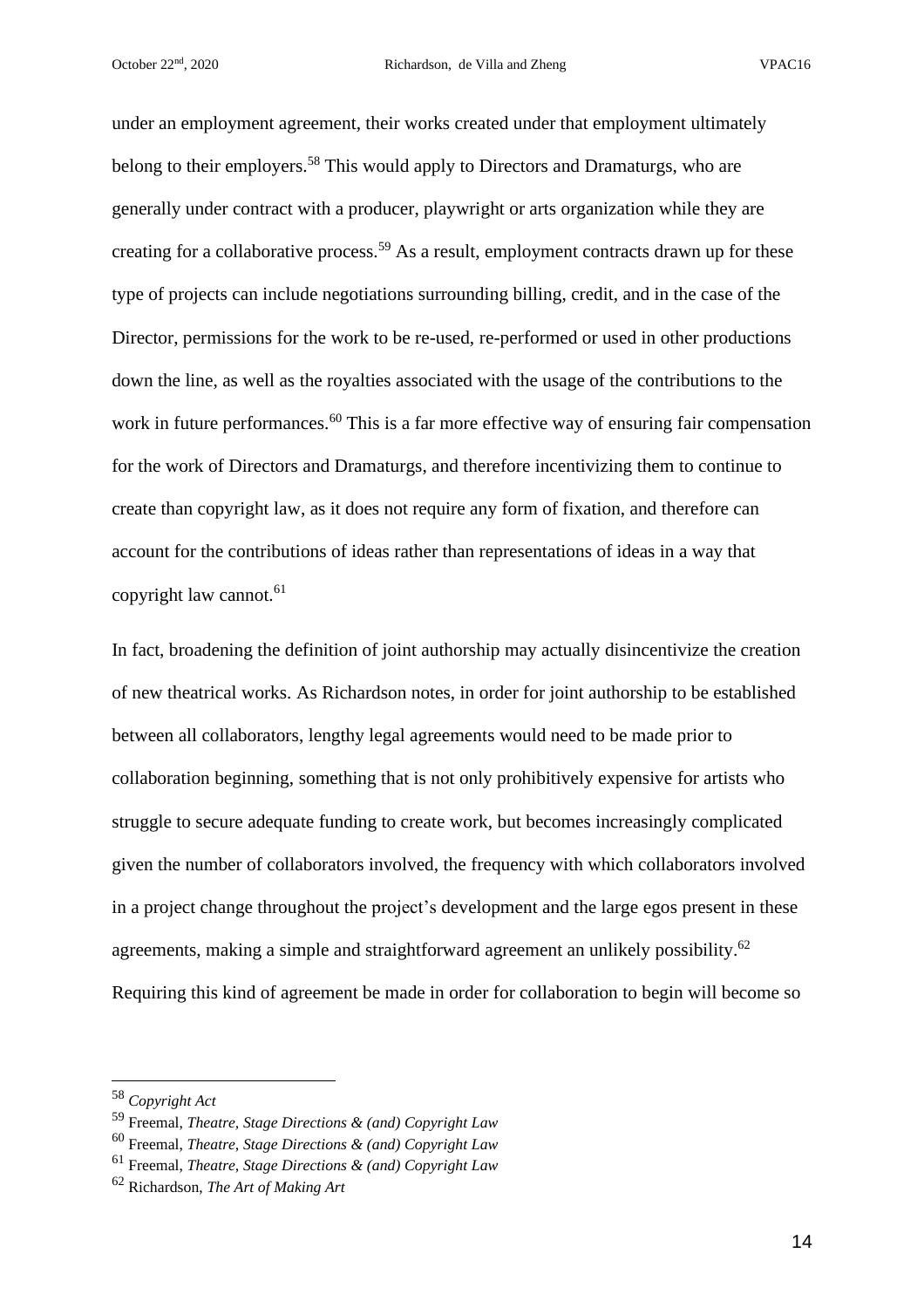under an employment agreement, their works created under that employment ultimately belong to their employers.[58] This would apply to Directors and Dramaturgs, who are generally under contract with a producer, playwright or arts organization while they are creating for a collaborative process.[59] As a result, employment contracts drawn up for these type of projects can include negotiations surrounding billing, credit, and in the case of the Director, permissions for the work to be re-used, re-performed or used in other productions down the line, as well as the royalties associated with the usage of the contributions to the work in future performances.[60] This is a far more effective way of ensuring fair compensation for the work of Directors and Dramaturgs, and therefore incentivizing them to continue to create than copyright law, as it does not require any form of fixation, and therefore can account for the contributions of ideas rather than representations of ideas in a way that copyright law cannot.[61]

In fact, broadening the definition of joint authorship may actually disincentivize the creation of new theatrical works. As Richardson notes, in order for joint authorship to be established between all collaborators, lengthy legal agreements would need to be made prior to collaboration beginning, something that is not only prohibitively expensive for artists who struggle to secure adequate funding to create work, but becomes increasingly complicated given the number of collaborators involved, the frequency with which collaborators involved in a project change throughout the project's development and the large egos present in these agreements, making a simple and straightforward agreement an unlikely possibility.[62] Requiring this kind of agreement be made in order for collaboration to begin will become so

---

[58] *Copyright Act*

[59] Freemal, *Theatre, Stage Directions & (and) Copyright Law*

[60] Freemal, *Theatre, Stage Directions & (and) Copyright Law*

[61] Freemal, *Theatre, Stage Directions & (and) Copyright Law*

[62] Richardson, *The Art of Making Art*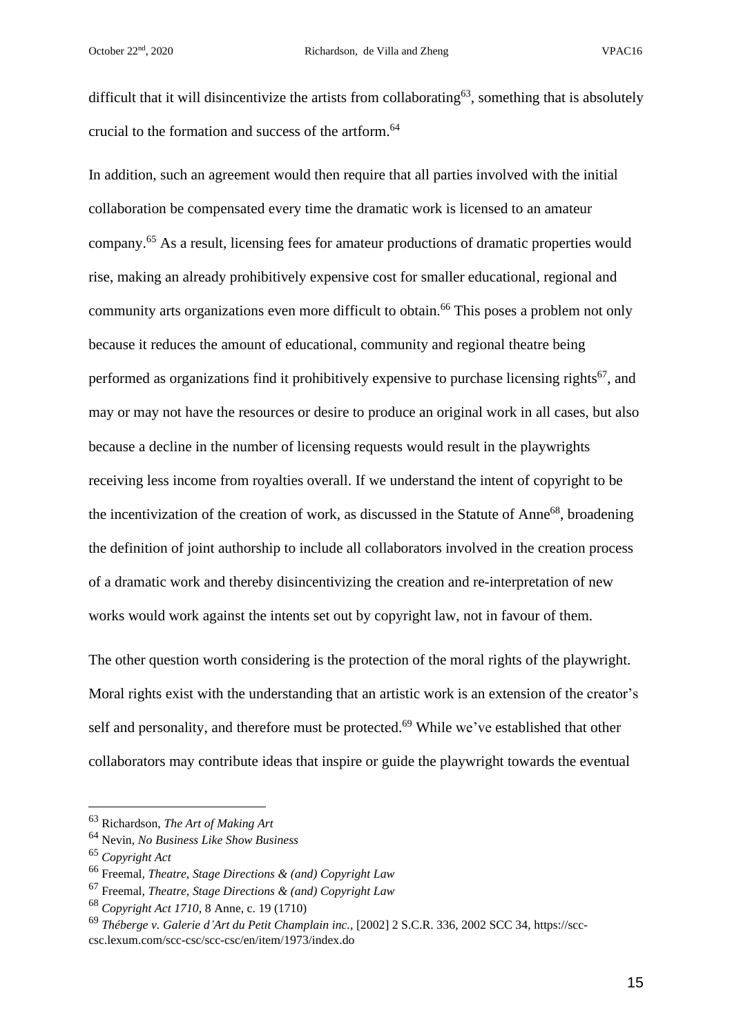difficult that it will disincentivize the artists from collaborating[63], something that is absolutely crucial to the formation and success of the artform.[64]

In addition, such an agreement would then require that all parties involved with the initial collaboration be compensated every time the dramatic work is licensed to an amateur company.[65] As a result, licensing fees for amateur productions of dramatic properties would rise, making an already prohibitively expensive cost for smaller educational, regional and community arts organizations even more difficult to obtain.[66] This poses a problem not only because it reduces the amount of educational, community and regional theatre being performed as organizations find it prohibitively expensive to purchase licensing rights[67], and may or may not have the resources or desire to produce an original work in all cases, but also because a decline in the number of licensing requests would result in the playwrights receiving less income from royalties overall. If we understand the intent of copyright to be the incentivization of the creation of work, as discussed in the Statute of Anne[68], broadening the definition of joint authorship to include all collaborators involved in the creation process of a dramatic work and thereby disincentivizing the creation and re-interpretation of new works would work against the intents set out by copyright law, not in favour of them.

The other question worth considering is the protection of the moral rights of the playwright. Moral rights exist with the understanding that an artistic work is an extension of the creator's self and personality, and therefore must be protected.[69] While we've established that other collaborators may contribute ideas that inspire or guide the playwright towards the eventual

---

[63] Richardson, *The Art of Making Art*

[64] Nevin, *No Business Like Show Business*

[65] *Copyright Act*

[66] Freemal, *Theatre, Stage Directions & (and) Copyright Law*

[67] Freemal, *Theatre, Stage Directions & (and) Copyright Law*

[68] *Copyright Act 1710,* 8 Anne, c. 19 (1710)

[69] *Théberge v. Galerie d'Art du Petit Champlain inc.,* [2002] 2 S.C.R. 336, 2002 SCC 34, https://scc-csc.lexum.com/scc-csc/scc-csc/en/item/1973/index.do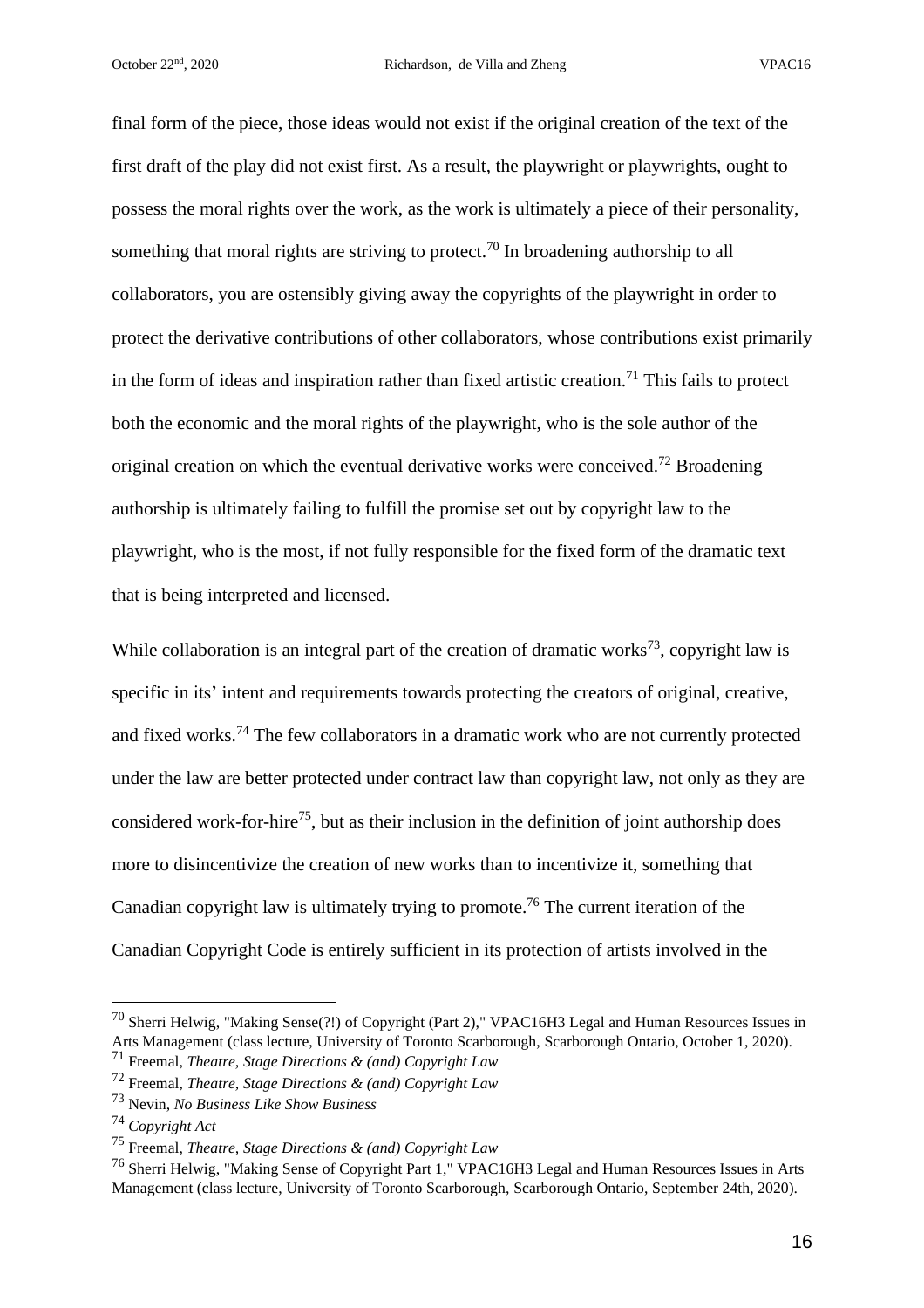final form of the piece, those ideas would not exist if the original creation of the text of the first draft of the play did not exist first. As a result, the playwright or playwrights, ought to possess the moral rights over the work, as the work is ultimately a piece of their personality, something that moral rights are striving to protect.[70] In broadening authorship to all collaborators, you are ostensibly giving away the copyrights of the playwright in order to protect the derivative contributions of other collaborators, whose contributions exist primarily in the form of ideas and inspiration rather than fixed artistic creation.[71] This fails to protect both the economic and the moral rights of the playwright, who is the sole author of the original creation on which the eventual derivative works were conceived.[72] Broadening authorship is ultimately failing to fulfill the promise set out by copyright law to the playwright, who is the most, if not fully responsible for the fixed form of the dramatic text that is being interpreted and licensed.

While collaboration is an integral part of the creation of dramatic works[73], copyright law is specific in its' intent and requirements towards protecting the creators of original, creative, and fixed works.[74] The few collaborators in a dramatic work who are not currently protected under the law are better protected under contract law than copyright law, not only as they are considered work-for-hire[75], but as their inclusion in the definition of joint authorship does more to disincentivize the creation of new works than to incentivize it, something that Canadian copyright law is ultimately trying to promote.[76] The current iteration of the Canadian Copyright Code is entirely sufficient in its protection of artists involved in the

---

[70] Sherri Helwig, "Making Sense(?!) of Copyright (Part 2)," VPAC16H3 Legal and Human Resources Issues in Arts Management (class lecture, University of Toronto Scarborough, Scarborough Ontario, October 1, 2020).

[71] Freemal, *Theatre, Stage Directions & (and) Copyright Law*

[72] Freemal, *Theatre, Stage Directions & (and) Copyright Law*

[73] Nevin, *No Business Like Show Business*

[74] *Copyright Act*

[75] Freemal, *Theatre, Stage Directions & (and) Copyright Law*

[76] Sherri Helwig, "Making Sense of Copyright Part 1," VPAC16H3 Legal and Human Resources Issues in Arts Management (class lecture, University of Toronto Scarborough, Scarborough Ontario, September 24th, 2020).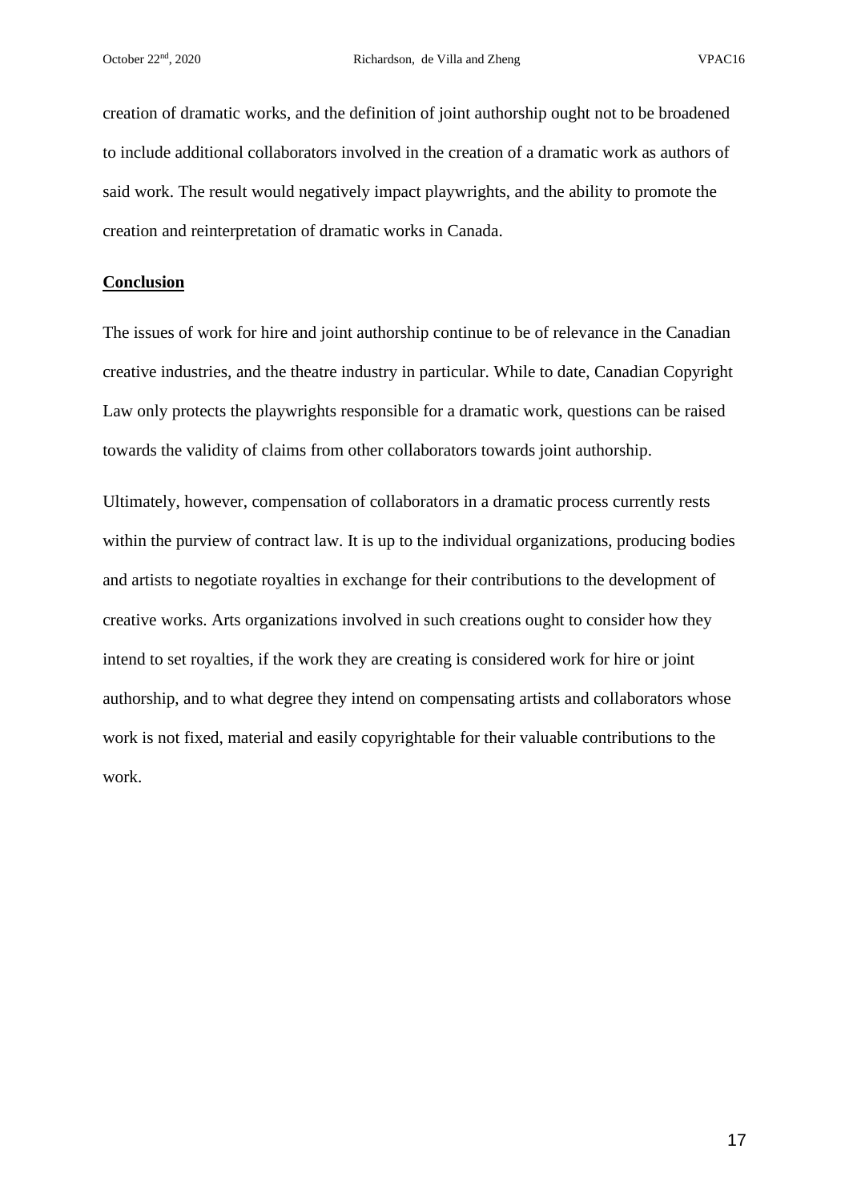creation of dramatic works, and the definition of joint authorship ought not to be broadened to include additional collaborators involved in the creation of a dramatic work as authors of said work. The result would negatively impact playwrights, and the ability to promote the creation and reinterpretation of dramatic works in Canada.

## **Conclusion**

The issues of work for hire and joint authorship continue to be of relevance in the Canadian creative industries, and the theatre industry in particular. While to date, Canadian Copyright Law only protects the playwrights responsible for a dramatic work, questions can be raised towards the validity of claims from other collaborators towards joint authorship.

Ultimately, however, compensation of collaborators in a dramatic process currently rests within the purview of contract law. It is up to the individual organizations, producing bodies and artists to negotiate royalties in exchange for their contributions to the development of creative works. Arts organizations involved in such creations ought to consider how they intend to set royalties, if the work they are creating is considered work for hire or joint authorship, and to what degree they intend on compensating artists and collaborators whose work is not fixed, material and easily copyrightable for their valuable contributions to the work.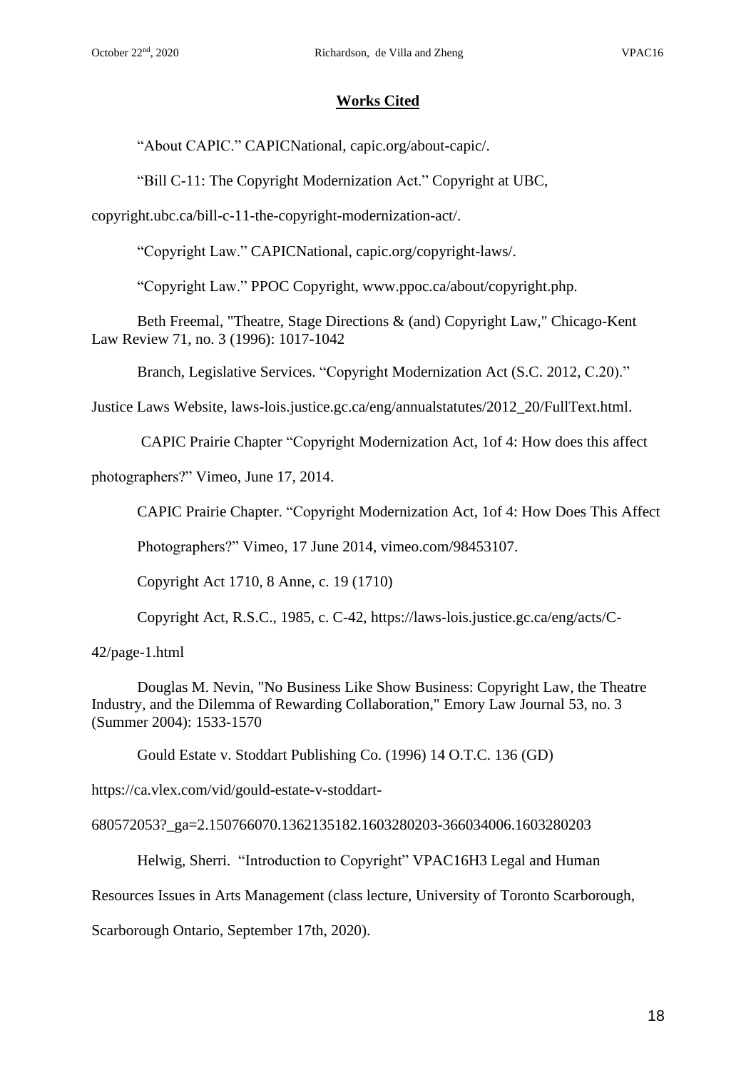# Works Cited

"About CAPIC." CAPICNational, capic.org/about-capic/.

"Bill C-11: The Copyright Modernization Act." Copyright at UBC, copyright.ubc.ca/bill-c-11-the-copyright-modernization-act/.

"Copyright Law." CAPICNational, capic.org/copyright-laws/.

"Copyright Law." PPOC Copyright, www.ppoc.ca/about/copyright.php.

Beth Freemal, "Theatre, Stage Directions & (and) Copyright Law," Chicago-Kent Law Review 71, no. 3 (1996): 1017-1042

Branch, Legislative Services. "Copyright Modernization Act (S.C. 2012, C.20)." Justice Laws Website, laws-lois.justice.gc.ca/eng/annualstatutes/2012_20/FullText.html.

CAPIC Prairie Chapter "Copyright Modernization Act, 1of 4: How does this affect photographers?" Vimeo, June 17, 2014.

CAPIC Prairie Chapter. "Copyright Modernization Act, 1of 4: How Does This Affect Photographers?" Vimeo, 17 June 2014, vimeo.com/98453107.

Copyright Act 1710, 8 Anne, c. 19 (1710)

Copyright Act, R.S.C., 1985, c. C-42, https://laws-lois.justice.gc.ca/eng/acts/C-42/page-1.html

Douglas M. Nevin, "No Business Like Show Business: Copyright Law, the Theatre Industry, and the Dilemma of Rewarding Collaboration," Emory Law Journal 53, no. 3 (Summer 2004): 1533-1570

Gould Estate v. Stoddart Publishing Co. (1996) 14 O.T.C. 136 (GD) https://ca.vlex.com/vid/gould-estate-v-stoddart-680572053?_ga=2.150766070.1362135182.1603280203-366034006.1603280203

Helwig, Sherri. "Introduction to Copyright" VPAC16H3 Legal and Human Resources Issues in Arts Management (class lecture, University of Toronto Scarborough, Scarborough Ontario, September 17th, 2020).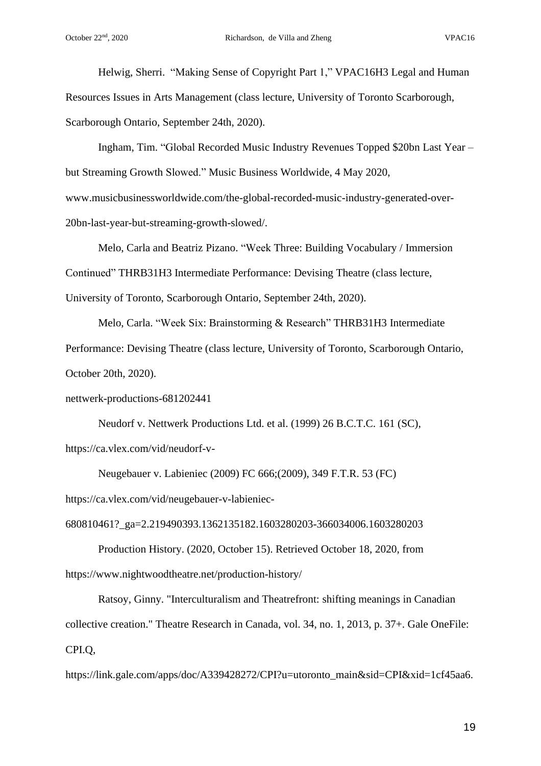Helwig, Sherri. “Making Sense of Copyright Part 1,” VPAC16H3 Legal and Human Resources Issues in Arts Management (class lecture, University of Toronto Scarborough, Scarborough Ontario, September 24th, 2020).

Ingham, Tim. “Global Recorded Music Industry Revenues Topped $20bn Last Year – but Streaming Growth Slowed.” Music Business Worldwide, 4 May 2020, www.musicbusinessworldwide.com/the-global-recorded-music-industry-generated-over-20bn-last-year-but-streaming-growth-slowed/.

Melo, Carla and Beatriz Pizano. “Week Three: Building Vocabulary / Immersion Continued” THRB31H3 Intermediate Performance: Devising Theatre (class lecture, University of Toronto, Scarborough Ontario, September 24th, 2020).

Melo, Carla. “Week Six: Brainstorming & Research” THRB31H3 Intermediate Performance: Devising Theatre (class lecture, University of Toronto, Scarborough Ontario, October 20th, 2020).

nettwerk-productions-681202441

Neudorf v. Nettwerk Productions Ltd. et al. (1999) 26 B.C.T.C. 161 (SC), https://ca.vlex.com/vid/neudorf-v-

Neugebauer v. Labieniec (2009) FC 666;(2009), 349 F.T.R. 53 (FC) https://ca.vlex.com/vid/neugebauer-v-labieniec-680810461?_ga=2.219490393.1362135182.1603280203-366034006.1603280203

Production History. (2020, October 15). Retrieved October 18, 2020, from https://www.nightwoodtheatre.net/production-history/

Ratsoy, Ginny. "Interculturalism and Theatrefront: shifting meanings in Canadian collective creation." Theatre Research in Canada, vol. 34, no. 1, 2013, p. 37+. Gale OneFile: CPI.Q, https://link.gale.com/apps/doc/A339428272/CPI?u=utoronto_main&sid=CPI&xid=1cf45aa6.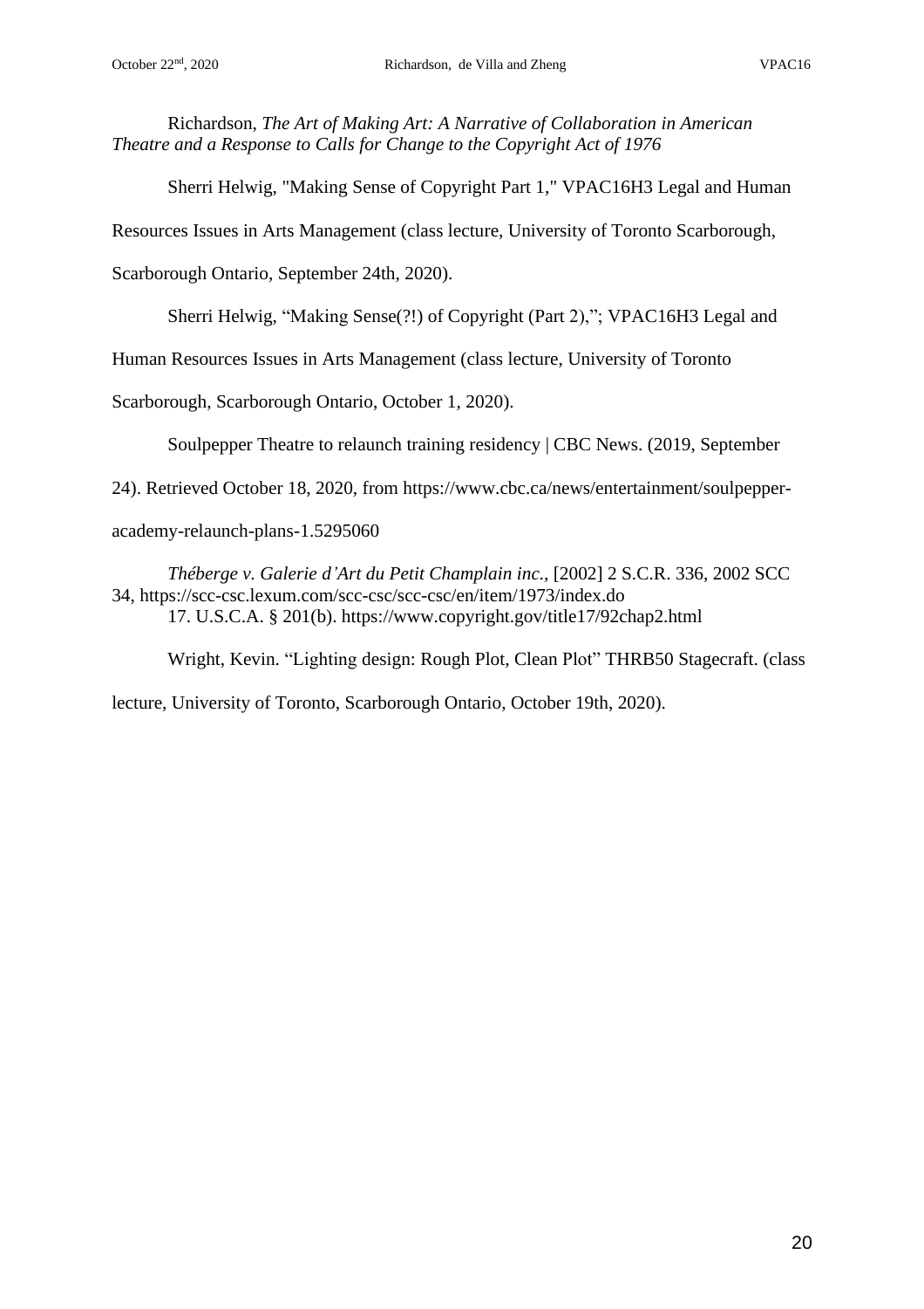Richardson, *The Art of Making Art: A Narrative of Collaboration in American Theatre and a Response to Calls for Change to the Copyright Act of 1976*

Sherri Helwig, "Making Sense of Copyright Part 1," VPAC16H3 Legal and Human Resources Issues in Arts Management (class lecture, University of Toronto Scarborough, Scarborough Ontario, September 24th, 2020).

Sherri Helwig, "Making Sense(?!) of Copyright (Part 2),"; VPAC16H3 Legal and Human Resources Issues in Arts Management (class lecture, University of Toronto Scarborough, Scarborough Ontario, October 1, 2020).

Soulpepper Theatre to relaunch training residency | CBC News. (2019, September 24). Retrieved October 18, 2020, from https://www.cbc.ca/news/entertainment/soulpepper-academy-relaunch-plans-1.5295060

*Théberge v. Galerie d'Art du Petit Champlain inc.*, [2002] 2 S.C.R. 336, 2002 SCC 34, https://scc-csc.lexum.com/scc-csc/scc-csc/en/item/1973/index.do

17. U.S.C.A. § 201(b). https://www.copyright.gov/title17/92chap2.html

Wright, Kevin. "Lighting design: Rough Plot, Clean Plot" THRB50 Stagecraft. (class lecture, University of Toronto, Scarborough Ontario, October 19th, 2020).